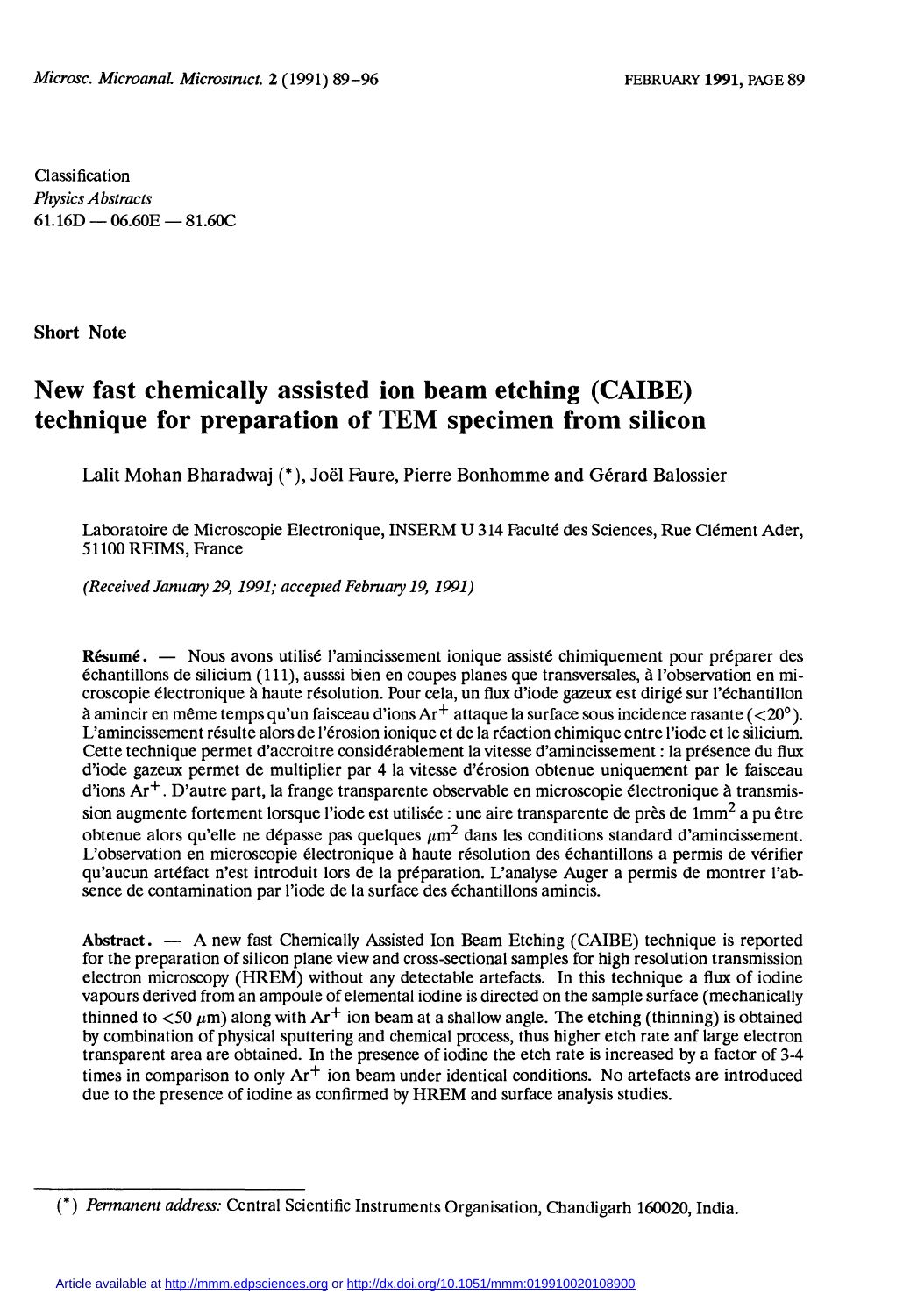Classification
*Physics Abstracts*
61.16D — 06.60E — 81.60C

**Short Note**

# New fast chemically assisted ion beam etching (CAIBE) technique for preparation of TEM specimen from silicon

Lalit Mohan Bharadwaj (*), Joël Faure, Pierre Bonhomme and Gérard Balossier

Laboratoire de Microscopie Electronique, INSERM U 314 Faculté des Sciences, Rue Clément Ader, 51100 REIMS, France

*(Received January 29, 1991; accepted February 19, 1991)*

**Résumé.** — Nous avons utilisé l'amincissement ionique assisté chimiquement pour préparer des échantillons de silicium (111), ausssi bien en coupes planes que transversales, à l'observation en microscopie électronique à haute résolution. Pour cela, un flux d'iode gazeux est dirigé sur l'échantillon à amincir en même temps qu'un faisceau d'ions $Ar^+$ attaque la surface sous incidence rasante ($<20°$). L'amincissement résulte alors de l'érosion ionique et de la réaction chimique entre l'iode et le silicium. Cette technique permet d'accroitre considérablement la vitesse d'amincissement : la présence du flux d'iode gazeux permet de multiplier par 4 la vitesse d'érosion obtenue uniquement par le faisceau d'ions $Ar^+$. D'autre part, la frange transparente observable en microscopie électronique à transmission augmente fortement lorsque l'iode est utilisée : une aire transparente de près de $1mm^2$ a pu être obtenue alors qu'elle ne dépasse pas quelques $\mu m^2$ dans les conditions standard d'amincissement. L'observation en microscopie électronique à haute résolution des échantillons a permis de vérifier qu'aucun artéfact n'est introduit lors de la préparation. L'analyse Auger a permis de montrer l'absence de contamination par l'iode de la surface des échantillons amincis.

**Abstract.** — A new fast Chemically Assisted Ion Beam Etching (CAIBE) technique is reported for the preparation of silicon plane view and cross-sectional samples for high resolution transmission electron microscopy (HREM) without any detectable artefacts. In this technique a flux of iodine vapours derived from an ampoule of elemental iodine is directed on the sample surface (mechanically thinned to $<50\ \mu m$) along with $Ar^+$ ion beam at a shallow angle. The etching (thinning) is obtained by combination of physical sputtering and chemical process, thus higher etch rate anf large electron transparent area are obtained. In the presence of iodine the etch rate is increased by a factor of 3-4 times in comparison to only $Ar^+$ ion beam under identical conditions. No artefacts are introduced due to the presence of iodine as confirmed by HREM and surface analysis studies.

(*) *Permanent address:* Central Scientific Instruments Organisation, Chandigarh 160020, India.

Article available at http://mmm.edpsciences.org or http://dx.doi.org/10.1051/mmm:019910020108900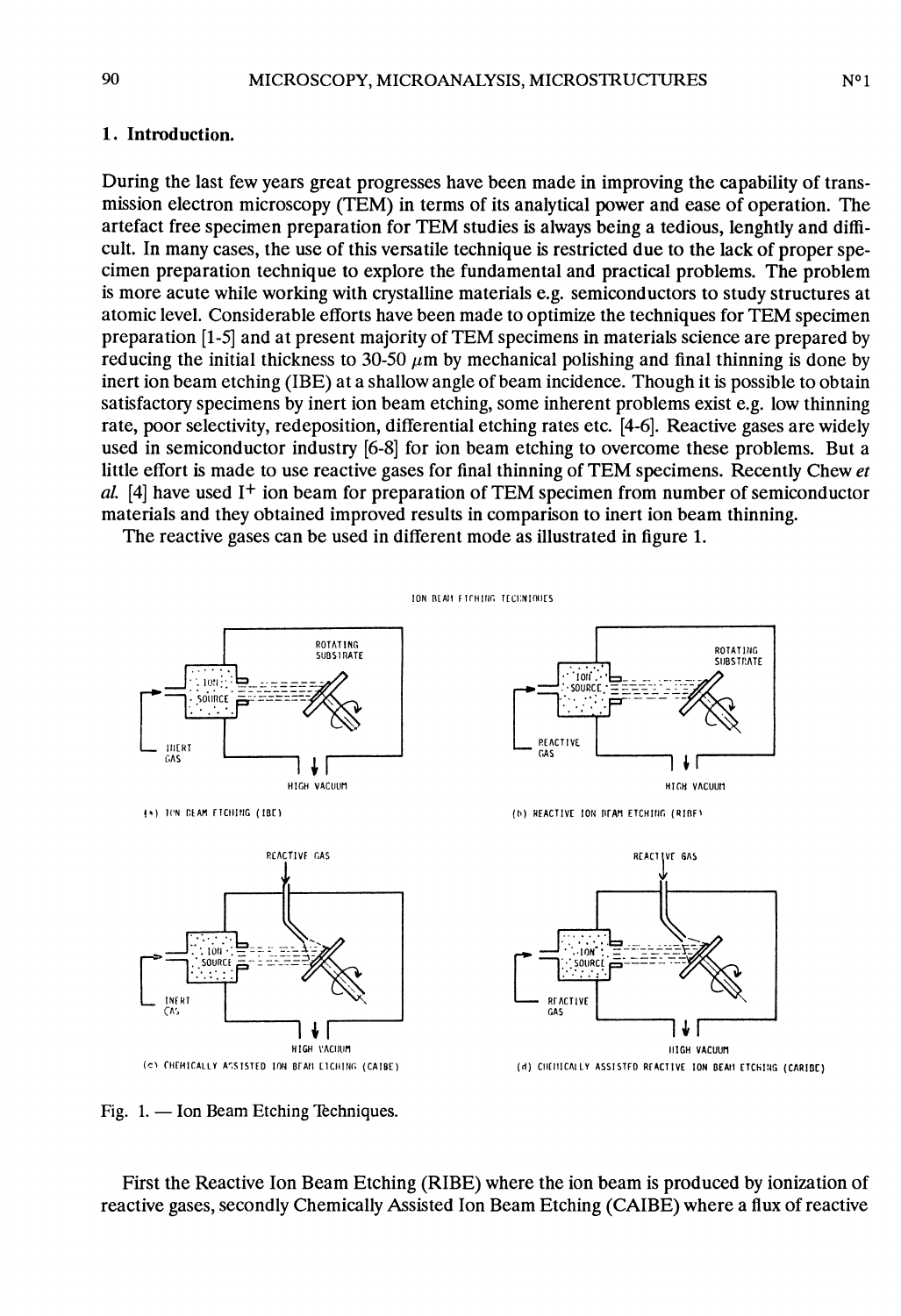## 1. Introduction.

During the last few years great progresses have been made in improving the capability of transmission electron microscopy (TEM) in terms of its analytical power and ease of operation. The artefact free specimen preparation for TEM studies is always being a tedious, lenghtly and difficult. In many cases, the use of this versatile technique is restricted due to the lack of proper specimen preparation technique to explore the fundamental and practical problems. The problem is more acute while working with crystalline materials e.g. semiconductors to study structures at atomic level. Considerable efforts have been made to optimize the techniques for TEM specimen preparation [1-5] and at present majority of TEM specimens in materials science are prepared by reducing the initial thickness to 30-50 $\mu$m by mechanical polishing and final thinning is done by inert ion beam etching (IBE) at a shallow angle of beam incidence. Though it is possible to obtain satisfactory specimens by inert ion beam etching, some inherent problems exist e.g. low thinning rate, poor selectivity, redeposition, differential etching rates etc. [4-6]. Reactive gases are widely used in semiconductor industry [6-8] for ion beam etching to overcome these problems. But a little effort is made to use reactive gases for final thinning of TEM specimens. Recently Chew *et al.* [4] have used $I^+$ ion beam for preparation of TEM specimen from number of semiconductor materials and they obtained improved results in comparison to inert ion beam thinning.

The reactive gases can be used in different mode as illustrated in figure 1.

ION BEAM ETCHING TECHNIQUES

(a) ION BEAM ETCHING (IBE)

(b) REACTIVE ION BEAM ETCHING (RIBE)

(c) CHEMICALLY ASSISTED ION BEAM ETCHING (CAIBE)

(d) CHEMICALLY ASSISTED REACTIVE ION BEAM ETCHING (CARIBE)

Fig. 1. — Ion Beam Etching Techniques.

First the Reactive Ion Beam Etching (RIBE) where the ion beam is produced by ionization of reactive gases, secondly Chemically Assisted Ion Beam Etching (CAIBE) where a flux of reactive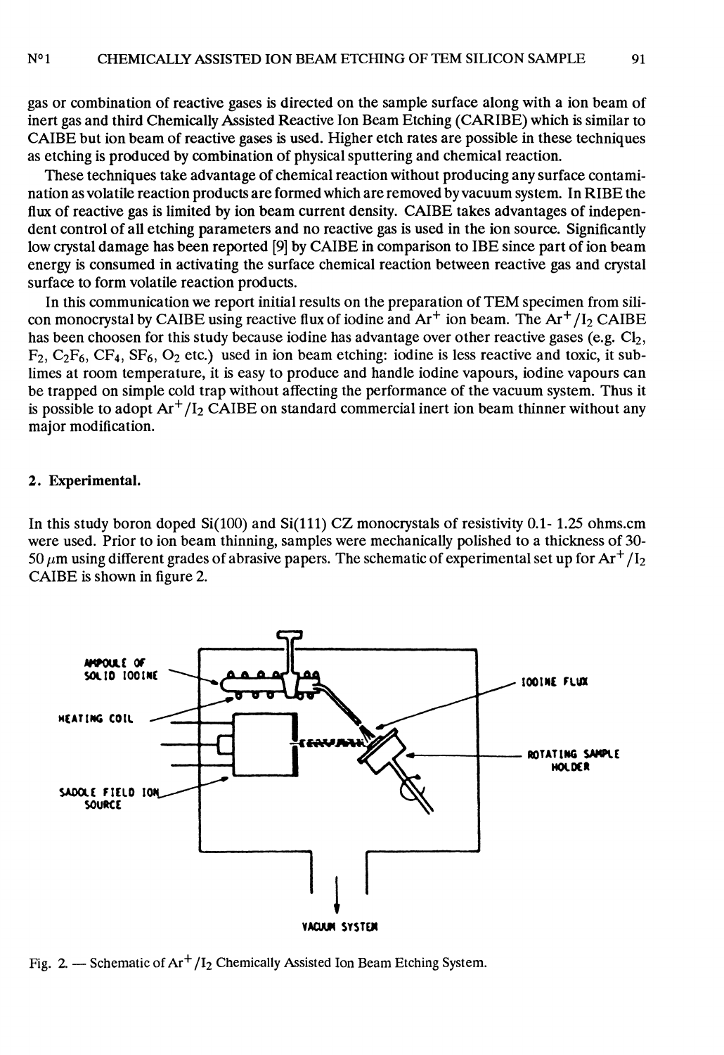gas or combination of reactive gases is directed on the sample surface along with a ion beam of inert gas and third Chemically Assisted Reactive Ion Beam Etching (CARIBE) which is similar to CAIBE but ion beam of reactive gases is used. Higher etch rates are possible in these techniques as etching is produced by combination of physical sputtering and chemical reaction.

These techniques take advantage of chemical reaction without producing any surface contamination as volatile reaction products are formed which are removed by vacuum system. In RIBE the flux of reactive gas is limited by ion beam current density. CAIBE takes advantages of independent control of all etching parameters and no reactive gas is used in the ion source. Significantly low crystal damage has been reported [9] by CAIBE in comparison to IBE since part of ion beam energy is consumed in activating the surface chemical reaction between reactive gas and crystal surface to form volatile reaction products.

In this communication we report initial results on the preparation of TEM specimen from silicon monocrystal by CAIBE using reactive flux of iodine and $Ar^+$ ion beam. The $Ar^+/I_2$ CAIBE has been choosen for this study because iodine has advantage over other reactive gases (e.g. $Cl_2$, $F_2$, $C_2F_6$, $CF_4$, $SF_6$, $O_2$ etc.) used in ion beam etching: iodine is less reactive and toxic, it sublimes at room temperature, it is easy to produce and handle iodine vapours, iodine vapours can be trapped on simple cold trap without affecting the performance of the vacuum system. Thus it is possible to adopt $Ar^+/I_2$ CAIBE on standard commercial inert ion beam thinner without any major modification.

## 2. Experimental.

In this study boron doped Si(100) and Si(111) CZ monocrystals of resistivity 0.1- 1.25 ohms.cm were used. Prior to ion beam thinning, samples were mechanically polished to a thickness of 30-50 $\mu$m using different grades of abrasive papers. The schematic of experimental set up for $Ar^+/I_2$ CAIBE is shown in figure 2.

Fig. 2. — Schematic of $Ar^+/I_2$ Chemically Assisted Ion Beam Etching System.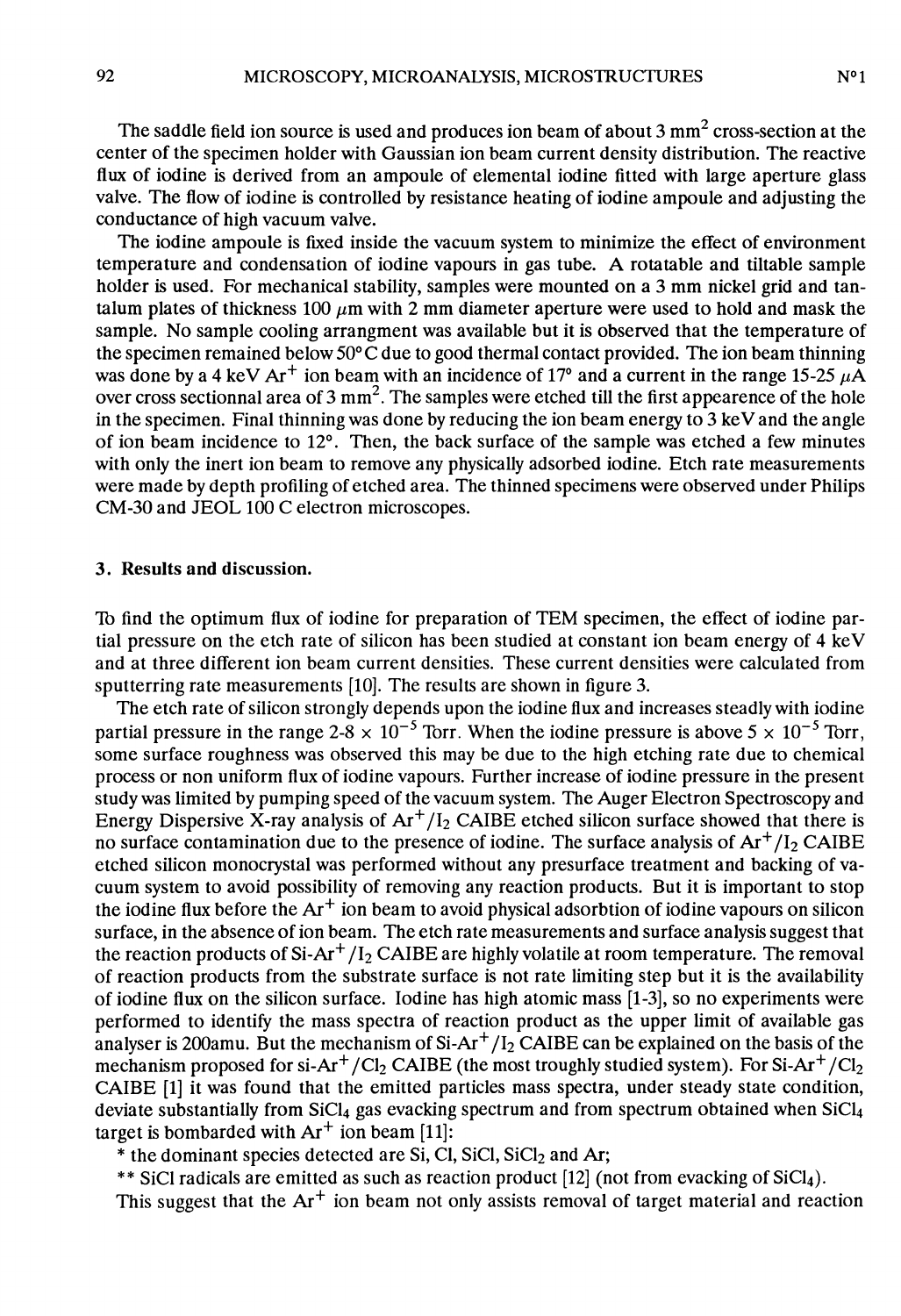The saddle field ion source is used and produces ion beam of about 3 $mm^2$ cross-section at the center of the specimen holder with Gaussian ion beam current density distribution. The reactive flux of iodine is derived from an ampoule of elemental iodine fitted with large aperture glass valve. The flow of iodine is controlled by resistance heating of iodine ampoule and adjusting the conductance of high vacuum valve.

The iodine ampoule is fixed inside the vacuum system to minimize the effect of environment temperature and condensation of iodine vapours in gas tube. A rotatable and tiltable sample holder is used. For mechanical stability, samples were mounted on a 3 mm nickel grid and tantalum plates of thickness 100 $\mu$m with 2 mm diameter aperture were used to hold and mask the sample. No sample cooling arrangment was available but it is observed that the temperature of the specimen remained below 50° C due to good thermal contact provided. The ion beam thinning was done by a 4 keV $Ar^+$ ion beam with an incidence of 17° and a current in the range 15-25 $\mu$A over cross sectionnal area of 3 $mm^2$. The samples were etched till the first appearence of the hole in the specimen. Final thinning was done by reducing the ion beam energy to 3 keV and the angle of ion beam incidence to 12°. Then, the back surface of the sample was etched a few minutes with only the inert ion beam to remove any physically adsorbed iodine. Etch rate measurements were made by depth profiling of etched area. The thinned specimens were observed under Philips CM-30 and JEOL 100 C electron microscopes.

## 3. Results and discussion.

To find the optimum flux of iodine for preparation of TEM specimen, the effect of iodine partial pressure on the etch rate of silicon has been studied at constant ion beam energy of 4 keV and at three different ion beam current densities. These current densities were calculated from sputterring rate measurements [10]. The results are shown in figure 3.

The etch rate of silicon strongly depends upon the iodine flux and increases steadly with iodine partial pressure in the range 2-8 × $10^{-5}$ Torr. When the iodine pressure is above 5 × $10^{-5}$ Torr, some surface roughness was observed this may be due to the high etching rate due to chemical process or non uniform flux of iodine vapours. Further increase of iodine pressure in the present study was limited by pumping speed of the vacuum system. The Auger Electron Spectroscopy and Energy Dispersive X-ray analysis of $Ar^+/I_2$ CAIBE etched silicon surface showed that there is no surface contamination due to the presence of iodine. The surface analysis of $Ar^+/I_2$ CAIBE etched silicon monocrystal was performed without any presurface treatment and backing of vacuum system to avoid possibility of removing any reaction products. But it is important to stop the iodine flux before the $Ar^+$ ion beam to avoid physical adsorbtion of iodine vapours on silicon surface, in the absence of ion beam. The etch rate measurements and surface analysis suggest that the reaction products of Si-$Ar^+/I_2$ CAIBE are highly volatile at room temperature. The removal of reaction products from the substrate surface is not rate limiting step but it is the availability of iodine flux on the silicon surface. Iodine has high atomic mass [1-3], so no experiments were performed to identify the mass spectra of reaction product as the upper limit of available gas analyser is 200amu. But the mechanism of Si-$Ar^+/I_2$ CAIBE can be explained on the basis of the mechanism proposed for si-$Ar^+/Cl_2$ CAIBE (the most troughly studied system). For Si-$Ar^+/Cl_2$ CAIBE [1] it was found that the emitted particles mass spectra, under steady state condition, deviate substantially from $SiCl_4$ gas evacking spectrum and from spectrum obtained when $SiCl_4$ target is bombarded with $Ar^+$ ion beam [11]:

* the dominant species detected are Si, Cl, SiCl, $SiCl_2$ and Ar;

** SiCl radicals are emitted as such as reaction product [12] (not from evacking of $SiCl_4$).

This suggest that the $Ar^+$ ion beam not only assists removal of target material and reaction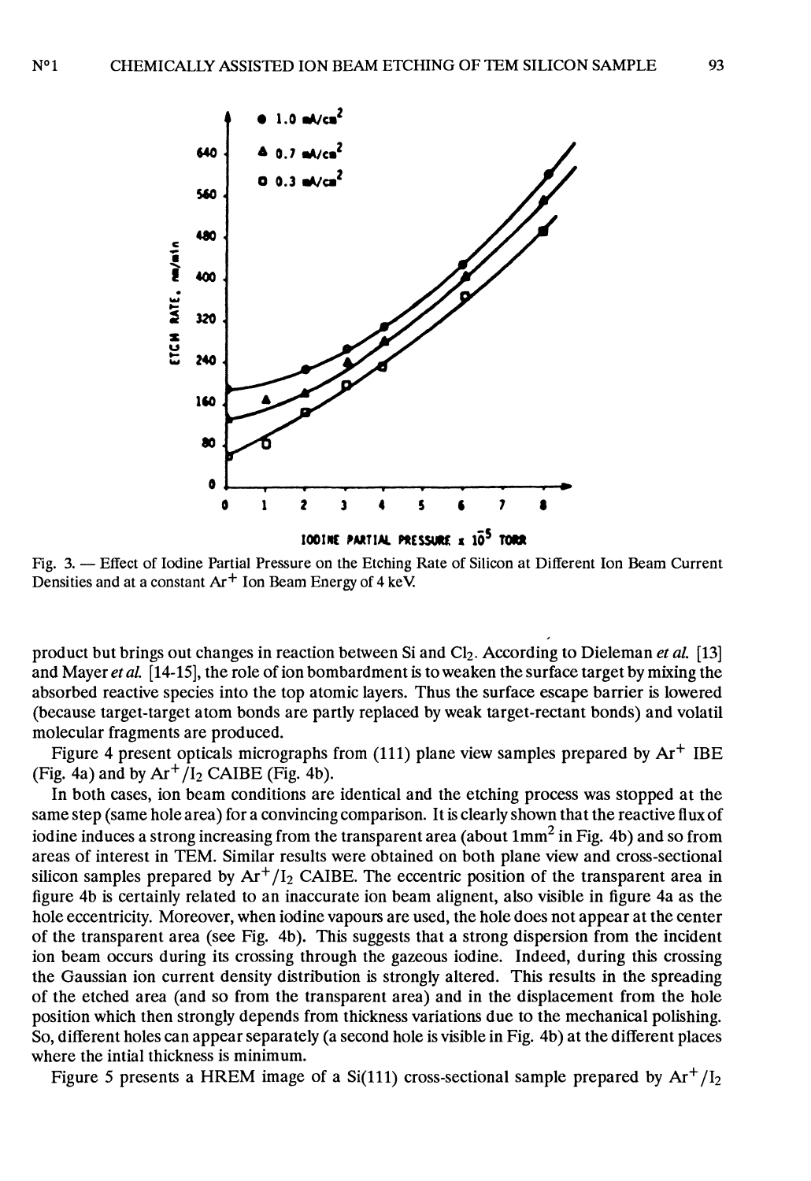Fig. 3. — Effect of Iodine Partial Pressure on the Etching Rate of Silicon at Different Ion Beam Current Densities and at a constant $Ar^+$ Ion Beam Energy of 4 keV.

product but brings out changes in reaction between Si and $Cl_2$. According to Dieleman *et al.* [13] and Mayer *et al.* [14-15], the role of ion bombardment is to weaken the surface target by mixing the absorbed reactive species into the top atomic layers. Thus the surface escape barrier is lowered (because target-target atom bonds are partly replaced by weak target-rectant bonds) and volatil molecular fragments are produced.

Figure 4 present opticals micrographs from (111) plane view samples prepared by $Ar^+$ IBE (Fig. 4a) and by $Ar^+/I_2$ CAIBE (Fig. 4b).

In both cases, ion beam conditions are identical and the etching process was stopped at the same step (same hole area) for a convincing comparison. It is clearly shown that the reactive flux of iodine induces a strong increasing from the transparent area (about $1mm^2$ in Fig. 4b) and so from areas of interest in TEM. Similar results were obtained on both plane view and cross-sectional silicon samples prepared by $Ar^+/I_2$ CAIBE. The eccentric position of the transparent area in figure 4b is certainly related to an inaccurate ion beam alignent, also visible in figure 4a as the hole eccentricity. Moreover, when iodine vapours are used, the hole does not appear at the center of the transparent area (see Fig. 4b). This suggests that a strong dispersion from the incident ion beam occurs during its crossing through the gazeous iodine. Indeed, during this crossing the Gaussian ion current density distribution is strongly altered. This results in the spreading of the etched area (and so from the transparent area) and in the displacement from the hole position which then strongly depends from thickness variations due to the mechanical polishing. So, different holes can appear separately (a second hole is visible in Fig. 4b) at the different places where the intial thickness is minimum.

Figure 5 presents a HREM image of a Si(111) cross-sectional sample prepared by $Ar^+/I_2$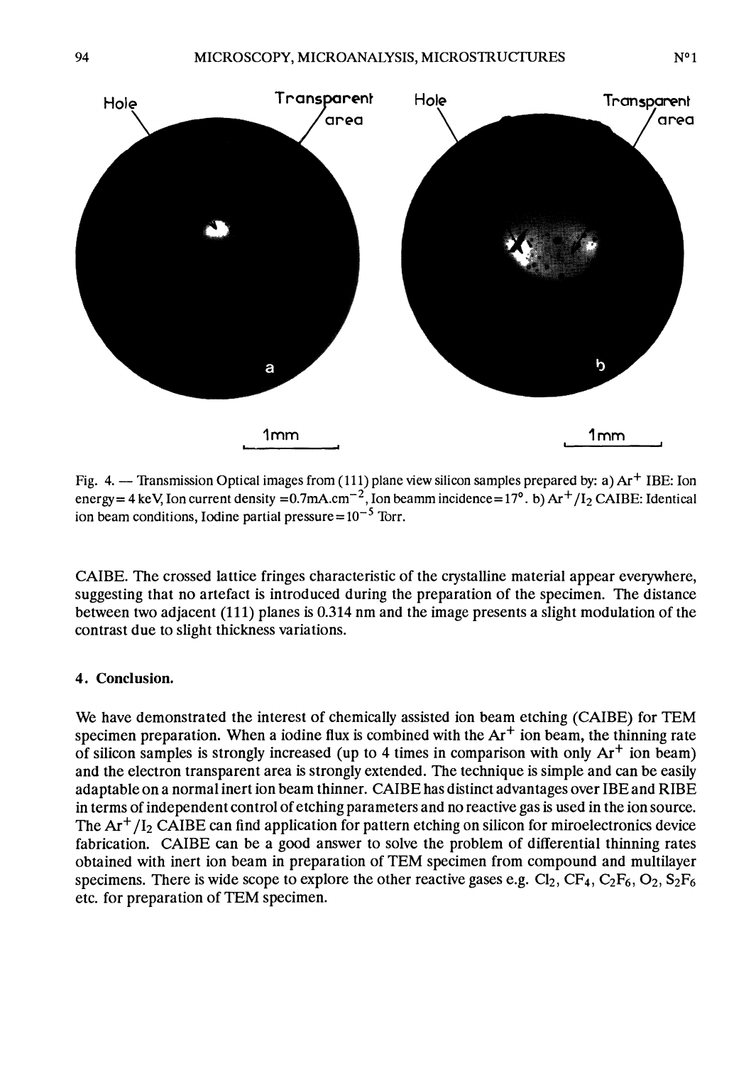Hole

Transparent area

Hole

Transparent area

a

b

1mm

1mm

Fig. 4. — Transmission Optical images from (111) plane view silicon samples prepared by: a) $Ar^+$ IBE: Ion energy = 4 keV, Ion current density = $0.7 mA.cm^{-2}$, Ion beamm incidence = 17°. b) $Ar^+/I_2$ CAIBE: Identical ion beam conditions, Iodine partial pressure = $10^{-5}$ Torr.

CAIBE. The crossed lattice fringes characteristic of the crystalline material appear everywhere, suggesting that no artefact is introduced during the preparation of the specimen. The distance between two adjacent (111) planes is 0.314 nm and the image presents a slight modulation of the contrast due to slight thickness variations.

## 4. Conclusion.

We have demonstrated the interest of chemically assisted ion beam etching (CAIBE) for TEM specimen preparation. When a iodine flux is combined with the $Ar^+$ ion beam, the thinning rate of silicon samples is strongly increased (up to 4 times in comparison with only $Ar^+$ ion beam) and the electron transparent area is strongly extended. The technique is simple and can be easily adaptable on a normal inert ion beam thinner. CAIBE has distinct advantages over IBE and RIBE in terms of independent control of etching parameters and no reactive gas is used in the ion source. The $Ar^+/I_2$ CAIBE can find application for pattern etching on silicon for miroelectronics device fabrication. CAIBE can be a good answer to solve the problem of differential thinning rates obtained with inert ion beam in preparation of TEM specimen from compound and multilayer specimens. There is wide scope to explore the other reactive gases e.g. $Cl_2$, $CF_4$, $C_2F_6$, $O_2$, $S_2F_6$ etc. for preparation of TEM specimen.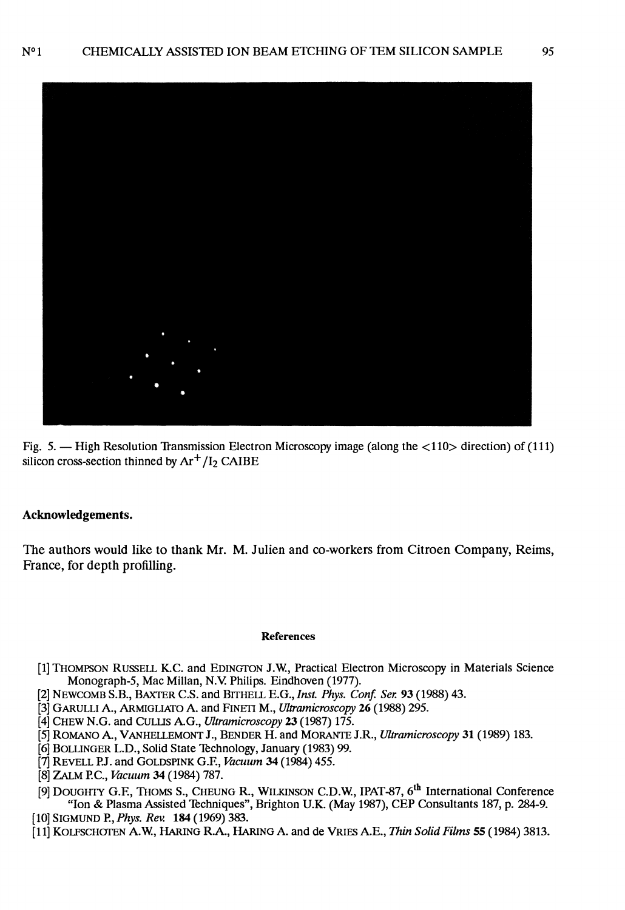Fig. 5. — High Resolution Transmission Electron Microscopy image (along the <110> direction) of (111) silicon cross-section thinned by $Ar^+/I_2$ CAIBE

## Acknowledgements.

The authors would like to thank Mr. M. Julien and co-workers from Citroen Company, Reims, France, for depth profilling.

### References

[1] THOMPSON RUSSELL K.C. and EDINGTON J.W., Practical Electron Microscopy in Materials Science Monograph-5, Mac Millan, N.V. Philips. Eindhoven (1977).

[2] NEWCOMB S.B., BAXTER C.S. and BITHELL E.G., *Inst. Phys. Conf. Ser.* **93** (1988) 43.

[3] GARULLI A., ARMIGLIATO A. and FINETI M., *Ultramicroscopy* **26** (1988) 295.

[4] CHEW N.G. and CULLIS A.G., *Ultramicroscopy* **23** (1987) 175.

[5] ROMANO A., VANHELLEMONT J., BENDER H. and MORANTE J.R., *Ultramicroscopy* **31** (1989) 183.

[6] BOLLINGER L.D., Solid State Technology, January (1983) 99.

[7] REVELL P.J. and GOLDSPINK G.F., *Vacuum* **34** (1984) 455.

[8] ZALM P.C., *Vacuum* **34** (1984) 787.

[9] DOUGHTY G.F., THOMS S., CHEUNG R., WILKINSON C.D.W., IPAT-87, 6th International Conference "Ion & Plasma Assisted Techniques", Brighton U.K. (May 1987), CEP Consultants 187, p. 284-9.

[10] SIGMUND P., *Phys. Rev.* **184** (1969) 383.

[11] KOLFSCHOTEN A.W., HARING R.A., HARING A. and de VRIES A.E., *Thin Solid Films* **55** (1984) 3813.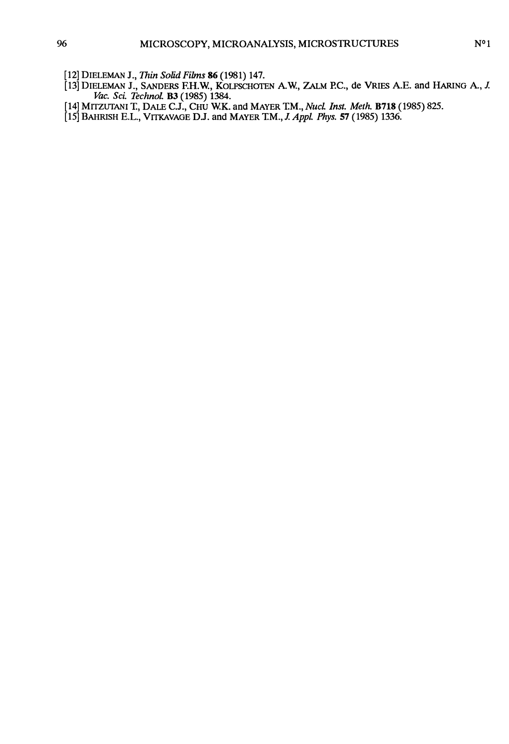[12] DIELEMAN J., *Thin Solid Films* **86** (1981) 147.

[13] DIELEMAN J., SANDERS F.H.W., KOLFSCHOTEN A.W., ZALM P.C., de VRIES A.E. and HARING A., *J. Vac. Sci. Technol.* **B3** (1985) 1384.

[14] MITZUTANI T., DALE C.J., CHU W.K. and MAYER T.M., *Nucl. Inst. Meth.* **B718** (1985) 825.

[15] BAHRISH E.L., VITKAVAGE D.J. and MAYER T.M., *J. Appl. Phys.* **57** (1985) 1336.